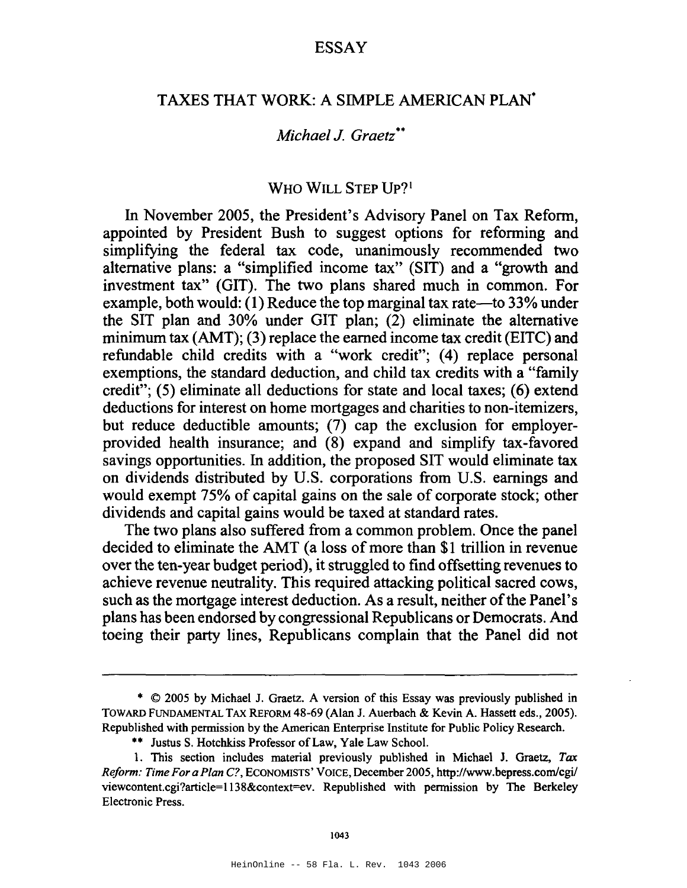ESSAY

# TAXES THAT WORK: A SIMPLE AMERICAN PLAN*

*Michael J. Graetz***

## WHO WILL STEP UP?[1]

In November 2005, the President's Advisory Panel on Tax Reform, appointed by President Bush to suggest options for reforming and simplifying the federal tax code, unanimously recommended two alternative plans: a "simplified income tax" (SIT) and a "growth and investment tax" (GIT). The two plans shared much in common. For example, both would: (1) Reduce the top marginal tax rate—to 33% under the SIT plan and 30% under GIT plan; (2) eliminate the alternative minimum tax (AMT); (3) replace the earned income tax credit (EITC) and refundable child credits with a "work credit"; (4) replace personal exemptions, the standard deduction, and child tax credits with a "family credit"; (5) eliminate all deductions for state and local taxes; (6) extend deductions for interest on home mortgages and charities to non-itemizers, but reduce deductible amounts; (7) cap the exclusion for employer-provided health insurance; and (8) expand and simplify tax-favored savings opportunities. In addition, the proposed SIT would eliminate tax on dividends distributed by U.S. corporations from U.S. earnings and would exempt 75% of capital gains on the sale of corporate stock; other dividends and capital gains would be taxed at standard rates.

The two plans also suffered from a common problem. Once the panel decided to eliminate the AMT (a loss of more than $1 trillion in revenue over the ten-year budget period), it struggled to find offsetting revenues to achieve revenue neutrality. This required attacking political sacred cows, such as the mortgage interest deduction. As a result, neither of the Panel's plans has been endorsed by congressional Republicans or Democrats. And toeing their party lines, Republicans complain that the Panel did not

---

* © 2005 by Michael J. Graetz. A version of this Essay was previously published in TOWARD FUNDAMENTAL TAX REFORM 48-69 (Alan J. Auerbach & Kevin A. Hassett eds., 2005). Republished with permission by the American Enterprise Institute for Public Policy Research.

** Justus S. Hotchkiss Professor of Law, Yale Law School.

1. This section includes material previously published in Michael J. Graetz, *Tax Reform: Time For a Plan C?*, ECONOMISTS' VOICE, December 2005, http://www.bepress.com/cgi/viewcontent.cgi?article=1138&context=ev. Republished with permission by The Berkeley Electronic Press.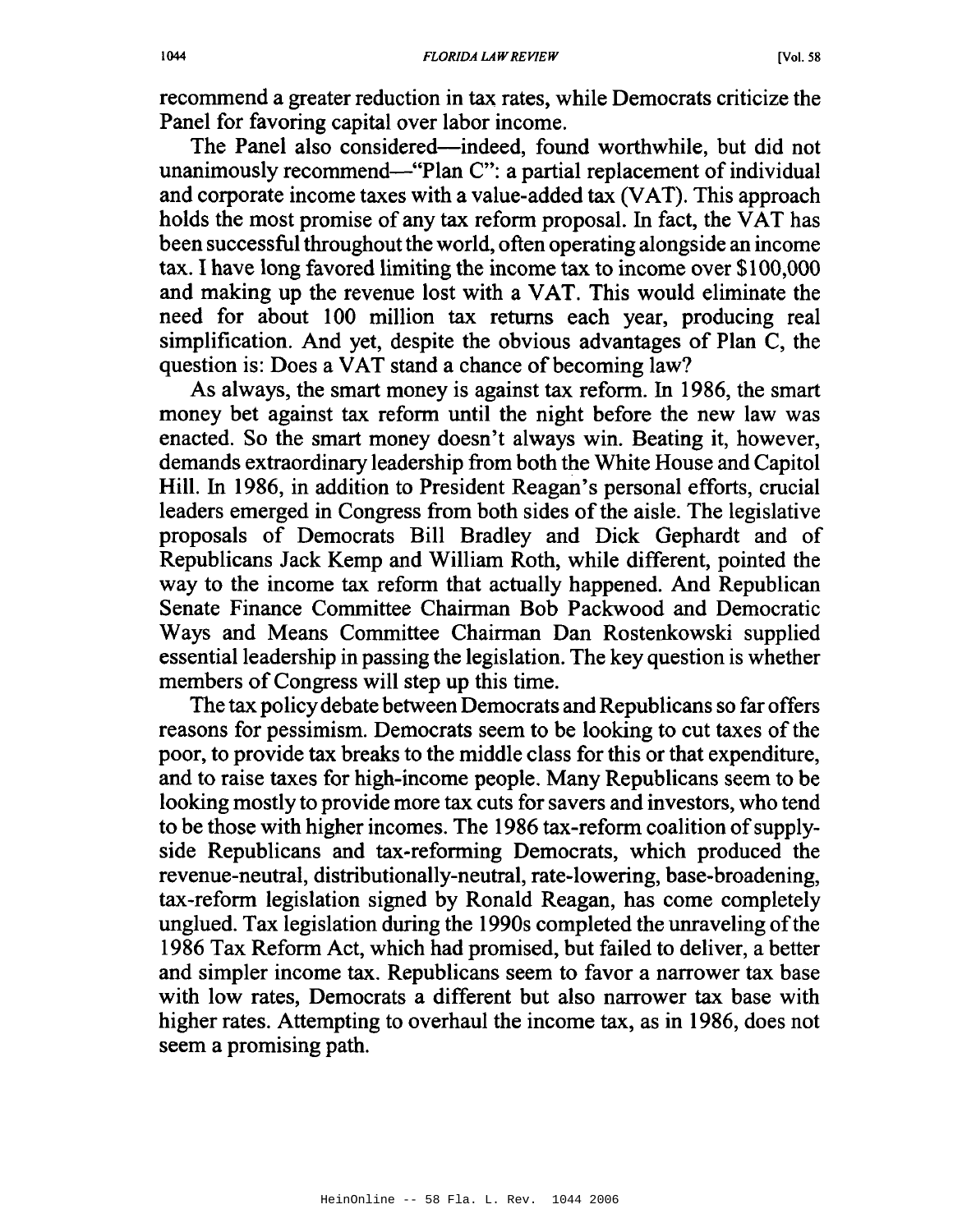recommend a greater reduction in tax rates, while Democrats criticize the Panel for favoring capital over labor income.

The Panel also considered—indeed, found worthwhile, but did not unanimously recommend—"Plan C": a partial replacement of individual and corporate income taxes with a value-added tax (VAT). This approach holds the most promise of any tax reform proposal. In fact, the VAT has been successful throughout the world, often operating alongside an income tax. I have long favored limiting the income tax to income over $100,000 and making up the revenue lost with a VAT. This would eliminate the need for about 100 million tax returns each year, producing real simplification. And yet, despite the obvious advantages of Plan C, the question is: Does a VAT stand a chance of becoming law?

As always, the smart money is against tax reform. In 1986, the smart money bet against tax reform until the night before the new law was enacted. So the smart money doesn't always win. Beating it, however, demands extraordinary leadership from both the White House and Capitol Hill. In 1986, in addition to President Reagan's personal efforts, crucial leaders emerged in Congress from both sides of the aisle. The legislative proposals of Democrats Bill Bradley and Dick Gephardt and of Republicans Jack Kemp and William Roth, while different, pointed the way to the income tax reform that actually happened. And Republican Senate Finance Committee Chairman Bob Packwood and Democratic Ways and Means Committee Chairman Dan Rostenkowski supplied essential leadership in passing the legislation. The key question is whether members of Congress will step up this time.

The tax policy debate between Democrats and Republicans so far offers reasons for pessimism. Democrats seem to be looking to cut taxes of the poor, to provide tax breaks to the middle class for this or that expenditure, and to raise taxes for high-income people. Many Republicans seem to be looking mostly to provide more tax cuts for savers and investors, who tend to be those with higher incomes. The 1986 tax-reform coalition of supply-side Republicans and tax-reforming Democrats, which produced the revenue-neutral, distributionally-neutral, rate-lowering, base-broadening, tax-reform legislation signed by Ronald Reagan, has come completely unglued. Tax legislation during the 1990s completed the unraveling of the 1986 Tax Reform Act, which had promised, but failed to deliver, a better and simpler income tax. Republicans seem to favor a narrower tax base with low rates, Democrats a different but also narrower tax base with higher rates. Attempting to overhaul the income tax, as in 1986, does not seem a promising path.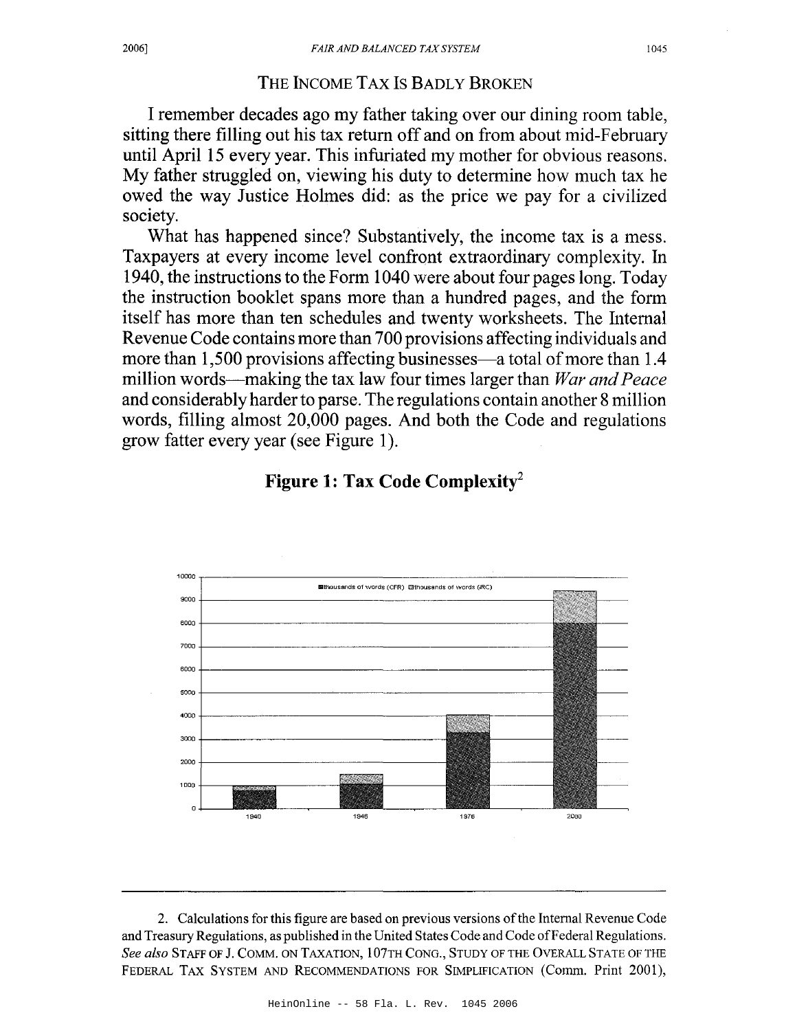## THE INCOME TAX IS BADLY BROKEN

I remember decades ago my father taking over our dining room table, sitting there filling out his tax return off and on from about mid-February until April 15 every year. This infuriated my mother for obvious reasons. My father struggled on, viewing his duty to determine how much tax he owed the way Justice Holmes did: as the price we pay for a civilized society.

What has happened since? Substantively, the income tax is a mess. Taxpayers at every income level confront extraordinary complexity. In 1940, the instructions to the Form 1040 were about four pages long. Today the instruction booklet spans more than a hundred pages, and the form itself has more than ten schedules and twenty worksheets. The Internal Revenue Code contains more than 700 provisions affecting individuals and more than 1,500 provisions affecting businesses—a total of more than 1.4 million words—making the tax law four times larger than *War and Peace* and considerably harder to parse. The regulations contain another 8 million words, filling almost 20,000 pages. And both the Code and regulations grow fatter every year (see Figure 1).

**Figure 1: Tax Code Complexity**[2]

---

2. Calculations for this figure are based on previous versions of the Internal Revenue Code and Treasury Regulations, as published in the United States Code and Code of Federal Regulations. *See also* STAFF OF J. COMM. ON TAXATION, 107TH CONG., STUDY OF THE OVERALL STATE OF THE FEDERAL TAX SYSTEM AND RECOMMENDATIONS FOR SIMPLIFICATION (Comm. Print 2001),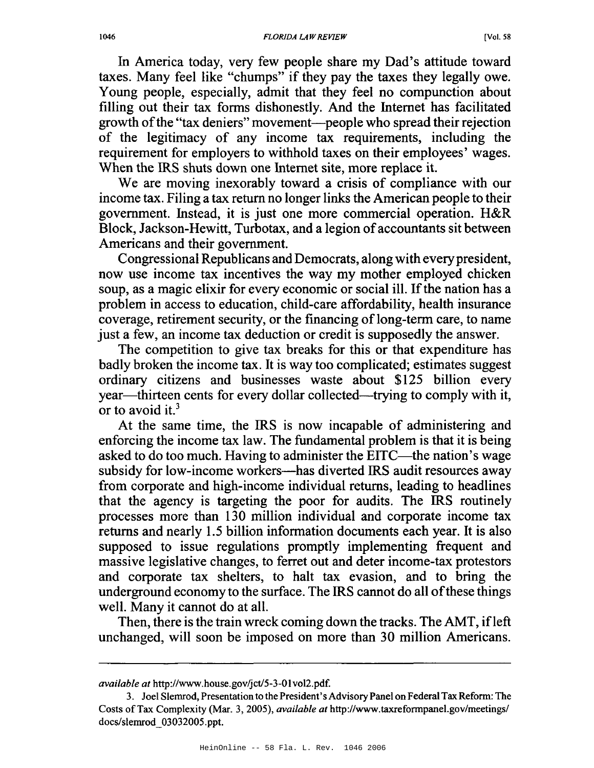In America today, very few people share my Dad's attitude toward taxes. Many feel like "chumps" if they pay the taxes they legally owe. Young people, especially, admit that they feel no compunction about filling out their tax forms dishonestly. And the Internet has facilitated growth of the "tax deniers" movement—people who spread their rejection of the legitimacy of any income tax requirements, including the requirement for employers to withhold taxes on their employees' wages. When the IRS shuts down one Internet site, more replace it.

We are moving inexorably toward a crisis of compliance with our income tax. Filing a tax return no longer links the American people to their government. Instead, it is just one more commercial operation. H&R Block, Jackson-Hewitt, Turbotax, and a legion of accountants sit between Americans and their government.

Congressional Republicans and Democrats, along with every president, now use income tax incentives the way my mother employed chicken soup, as a magic elixir for every economic or social ill. If the nation has a problem in access to education, child-care affordability, health insurance coverage, retirement security, or the financing of long-term care, to name just a few, an income tax deduction or credit is supposedly the answer.

The competition to give tax breaks for this or that expenditure has badly broken the income tax. It is way too complicated; estimates suggest ordinary citizens and businesses waste about $125 billion every year—thirteen cents for every dollar collected—trying to comply with it, or to avoid it.[3]

At the same time, the IRS is now incapable of administering and enforcing the income tax law. The fundamental problem is that it is being asked to do too much. Having to administer the EITC—the nation's wage subsidy for low-income workers—has diverted IRS audit resources away from corporate and high-income individual returns, leading to headlines that the agency is targeting the poor for audits. The IRS routinely processes more than 130 million individual and corporate income tax returns and nearly 1.5 billion information documents each year. It is also supposed to issue regulations promptly implementing frequent and massive legislative changes, to ferret out and deter income-tax protestors and corporate tax shelters, to halt tax evasion, and to bring the underground economy to the surface. The IRS cannot do all of these things well. Many it cannot do at all.

Then, there is the train wreck coming down the tracks. The AMT, if left unchanged, will soon be imposed on more than 30 million Americans.

---

*available at* http://www.house.gov/jct/5-3-01vol2.pdf.

3. Joel Slemrod, Presentation to the President's Advisory Panel on Federal Tax Reform: The Costs of Tax Complexity (Mar. 3, 2005), *available at* http://www.taxreformpanel.gov/meetings/docs/slemrod_03032005.ppt.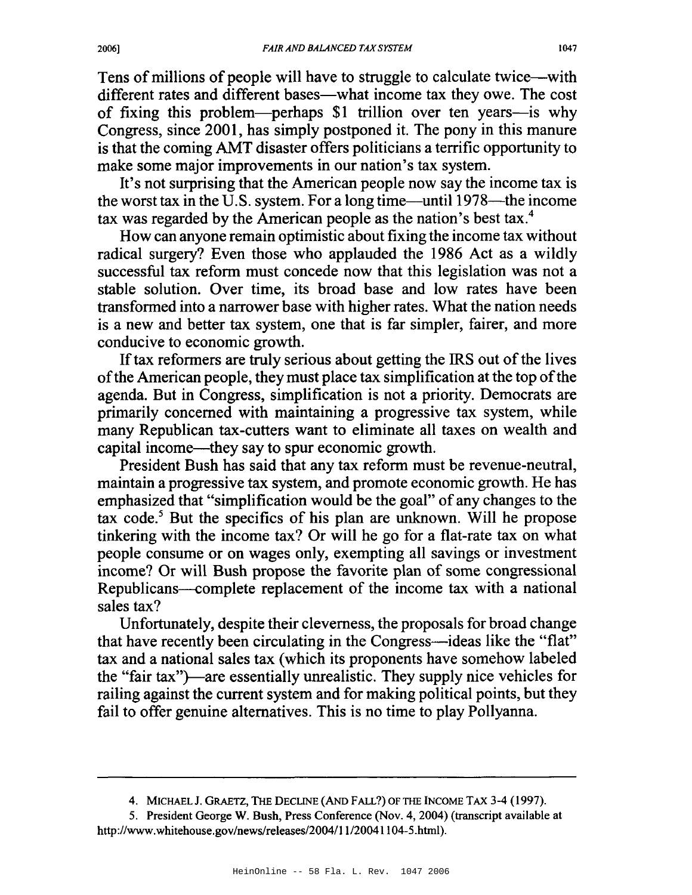Tens of millions of people will have to struggle to calculate twice—with different rates and different bases—what income tax they owe. The cost of fixing this problem—perhaps $1 trillion over ten years—is why Congress, since 2001, has simply postponed it. The pony in this manure is that the coming AMT disaster offers politicians a terrific opportunity to make some major improvements in our nation's tax system.

It's not surprising that the American people now say the income tax is the worst tax in the U.S. system. For a long time—until 1978—the income tax was regarded by the American people as the nation's best tax.[4]

How can anyone remain optimistic about fixing the income tax without radical surgery? Even those who applauded the 1986 Act as a wildly successful tax reform must concede now that this legislation was not a stable solution. Over time, its broad base and low rates have been transformed into a narrower base with higher rates. What the nation needs is a new and better tax system, one that is far simpler, fairer, and more conducive to economic growth.

If tax reformers are truly serious about getting the IRS out of the lives of the American people, they must place tax simplification at the top of the agenda. But in Congress, simplification is not a priority. Democrats are primarily concerned with maintaining a progressive tax system, while many Republican tax-cutters want to eliminate all taxes on wealth and capital income—they say to spur economic growth.

President Bush has said that any tax reform must be revenue-neutral, maintain a progressive tax system, and promote economic growth. He has emphasized that "simplification would be the goal" of any changes to the tax code.[5] But the specifics of his plan are unknown. Will he propose tinkering with the income tax? Or will he go for a flat-rate tax on what people consume or on wages only, exempting all savings or investment income? Or will Bush propose the favorite plan of some congressional Republicans—complete replacement of the income tax with a national sales tax?

Unfortunately, despite their cleverness, the proposals for broad change that have recently been circulating in the Congress—ideas like the "flat" tax and a national sales tax (which its proponents have somehow labeled the "fair tax")—are essentially unrealistic. They supply nice vehicles for railing against the current system and for making political points, but they fail to offer genuine alternatives. This is no time to play Pollyanna.

---

4. MICHAEL J. GRAETZ, THE DECLINE (AND FALL?) OF THE INCOME TAX 3-4 (1997).

5. President George W. Bush, Press Conference (Nov. 4, 2004) (transcript available at http://www.whitehouse.gov/news/releases/2004/11/20041104-5.html).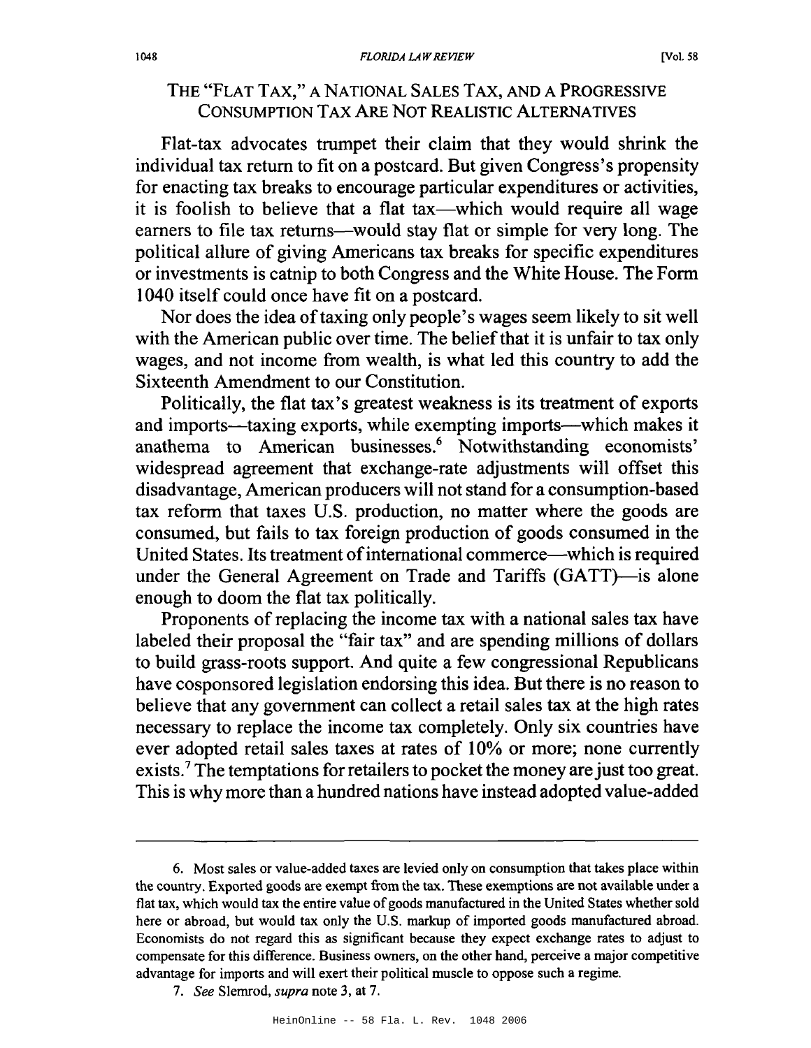## THE "FLAT TAX," A NATIONAL SALES TAX, AND A PROGRESSIVE CONSUMPTION TAX ARE NOT REALISTIC ALTERNATIVES

Flat-tax advocates trumpet their claim that they would shrink the individual tax return to fit on a postcard. But given Congress's propensity for enacting tax breaks to encourage particular expenditures or activities, it is foolish to believe that a flat tax—which would require all wage earners to file tax returns—would stay flat or simple for very long. The political allure of giving Americans tax breaks for specific expenditures or investments is catnip to both Congress and the White House. The Form 1040 itself could once have fit on a postcard.

Nor does the idea of taxing only people's wages seem likely to sit well with the American public over time. The belief that it is unfair to tax only wages, and not income from wealth, is what led this country to add the Sixteenth Amendment to our Constitution.

Politically, the flat tax's greatest weakness is its treatment of exports and imports—taxing exports, while exempting imports—which makes it anathema to American businesses.[6] Notwithstanding economists' widespread agreement that exchange-rate adjustments will offset this disadvantage, American producers will not stand for a consumption-based tax reform that taxes U.S. production, no matter where the goods are consumed, but fails to tax foreign production of goods consumed in the United States. Its treatment of international commerce—which is required under the General Agreement on Trade and Tariffs (GATT)—is alone enough to doom the flat tax politically.

Proponents of replacing the income tax with a national sales tax have labeled their proposal the "fair tax" and are spending millions of dollars to build grass-roots support. And quite a few congressional Republicans have cosponsored legislation endorsing this idea. But there is no reason to believe that any government can collect a retail sales tax at the high rates necessary to replace the income tax completely. Only six countries have ever adopted retail sales taxes at rates of 10% or more; none currently exists.[7] The temptations for retailers to pocket the money are just too great. This is why more than a hundred nations have instead adopted value-added

---

6. Most sales or value-added taxes are levied only on consumption that takes place within the country. Exported goods are exempt from the tax. These exemptions are not available under a flat tax, which would tax the entire value of goods manufactured in the United States whether sold here or abroad, but would tax only the U.S. markup of imported goods manufactured abroad. Economists do not regard this as significant because they expect exchange rates to adjust to compensate for this difference. Business owners, on the other hand, perceive a major competitive advantage for imports and will exert their political muscle to oppose such a regime.

7. *See* Slemrod, *supra* note 3, at 7.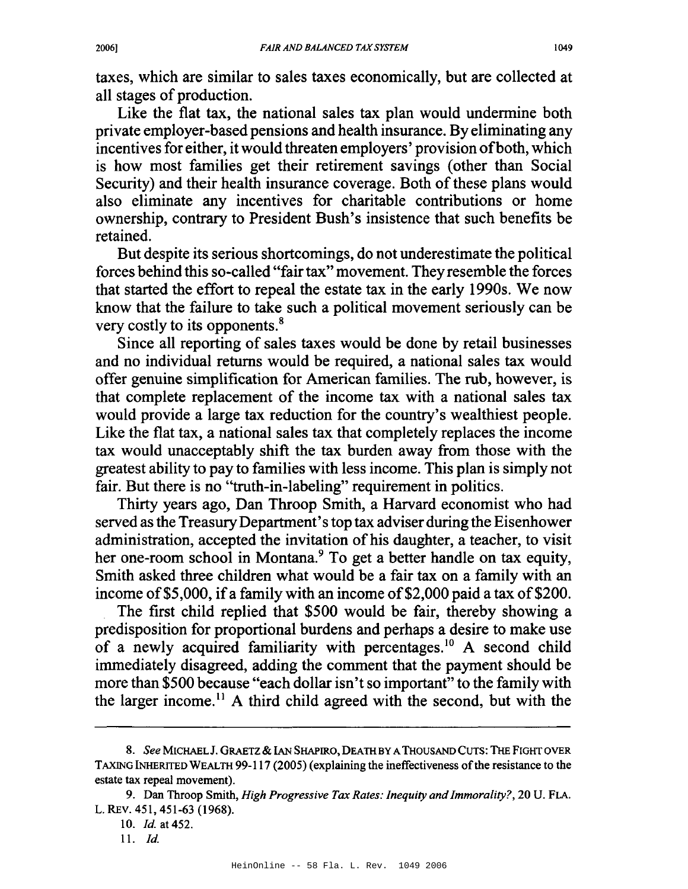taxes, which are similar to sales taxes economically, but are collected at all stages of production.

Like the flat tax, the national sales tax plan would undermine both private employer-based pensions and health insurance. By eliminating any incentives for either, it would threaten employers' provision of both, which is how most families get their retirement savings (other than Social Security) and their health insurance coverage. Both of these plans would also eliminate any incentives for charitable contributions or home ownership, contrary to President Bush's insistence that such benefits be retained.

But despite its serious shortcomings, do not underestimate the political forces behind this so-called "fair tax" movement. They resemble the forces that started the effort to repeal the estate tax in the early 1990s. We now know that the failure to take such a political movement seriously can be very costly to its opponents.[8]

Since all reporting of sales taxes would be done by retail businesses and no individual returns would be required, a national sales tax would offer genuine simplification for American families. The rub, however, is that complete replacement of the income tax with a national sales tax would provide a large tax reduction for the country's wealthiest people. Like the flat tax, a national sales tax that completely replaces the income tax would unacceptably shift the tax burden away from those with the greatest ability to pay to families with less income. This plan is simply not fair. But there is no "truth-in-labeling" requirement in politics.

Thirty years ago, Dan Throop Smith, a Harvard economist who had served as the Treasury Department's top tax adviser during the Eisenhower administration, accepted the invitation of his daughter, a teacher, to visit her one-room school in Montana.[9] To get a better handle on tax equity, Smith asked three children what would be a fair tax on a family with an income of $5,000, if a family with an income of $2,000 paid a tax of $200.

The first child replied that $500 would be fair, thereby showing a predisposition for proportional burdens and perhaps a desire to make use of a newly acquired familiarity with percentages.[10] A second child immediately disagreed, adding the comment that the payment should be more than $500 because "each dollar isn't so important" to the family with the larger income.[11] A third child agreed with the second, but with the

---

8. *See* MICHAEL J. GRAETZ & IAN SHAPIRO, DEATH BY A THOUSAND CUTS: THE FIGHT OVER TAXING INHERITED WEALTH 99-117 (2005) (explaining the ineffectiveness of the resistance to the estate tax repeal movement).

9. Dan Throop Smith, *High Progressive Tax Rates: Inequity and Immorality?*, 20 U. FLA. L. REV. 451, 451-63 (1968).

10. *Id.* at 452.

11. *Id.*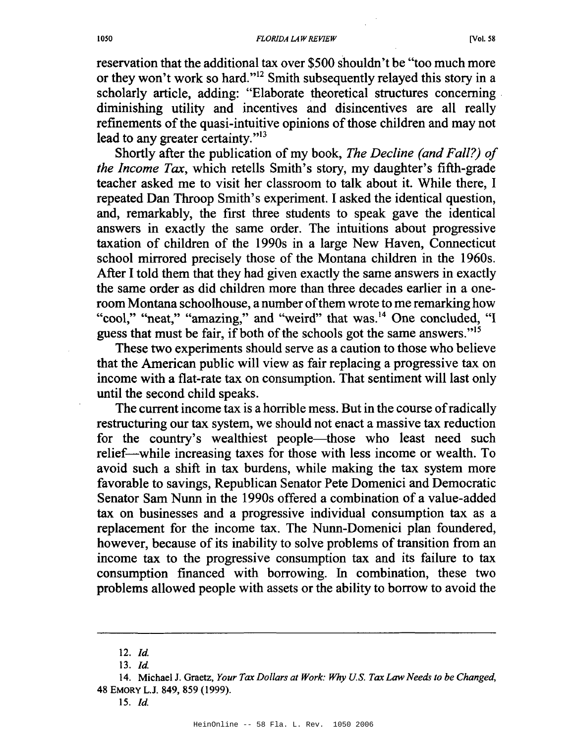reservation that the additional tax over $500 shouldn't be "too much more or they won't work so hard."[12] Smith subsequently relayed this story in a scholarly article, adding: "Elaborate theoretical structures concerning diminishing utility and incentives and disincentives are all really refinements of the quasi-intuitive opinions of those children and may not lead to any greater certainty."[13]

Shortly after the publication of my book, *The Decline (and Fall?) of the Income Tax*, which retells Smith's story, my daughter's fifth-grade teacher asked me to visit her classroom to talk about it. While there, I repeated Dan Throop Smith's experiment. I asked the identical question, and, remarkably, the first three students to speak gave the identical answers in exactly the same order. The intuitions about progressive taxation of children of the 1990s in a large New Haven, Connecticut school mirrored precisely those of the Montana children in the 1960s. After I told them that they had given exactly the same answers in exactly the same order as did children more than three decades earlier in a one-room Montana schoolhouse, a number of them wrote to me remarking how "cool," "neat," "amazing," and "weird" that was.[14] One concluded, "I guess that must be fair, if both of the schools got the same answers."[15]

These two experiments should serve as a caution to those who believe that the American public will view as fair replacing a progressive tax on income with a flat-rate tax on consumption. That sentiment will last only until the second child speaks.

The current income tax is a horrible mess. But in the course of radically restructuring our tax system, we should not enact a massive tax reduction for the country's wealthiest people—those who least need such relief—while increasing taxes for those with less income or wealth. To avoid such a shift in tax burdens, while making the tax system more favorable to savings, Republican Senator Pete Domenici and Democratic Senator Sam Nunn in the 1990s offered a combination of a value-added tax on businesses and a progressive individual consumption tax as a replacement for the income tax. The Nunn-Domenici plan foundered, however, because of its inability to solve problems of transition from an income tax to the progressive consumption tax and its failure to tax consumption financed with borrowing. In combination, these two problems allowed people with assets or the ability to borrow to avoid the

---

12. *Id.*

13. *Id.*

14. Michael J. Graetz, *Your Tax Dollars at Work: Why U.S. Tax Law Needs to be Changed*, 48 EMORY L.J. 849, 859 (1999).

15. *Id.*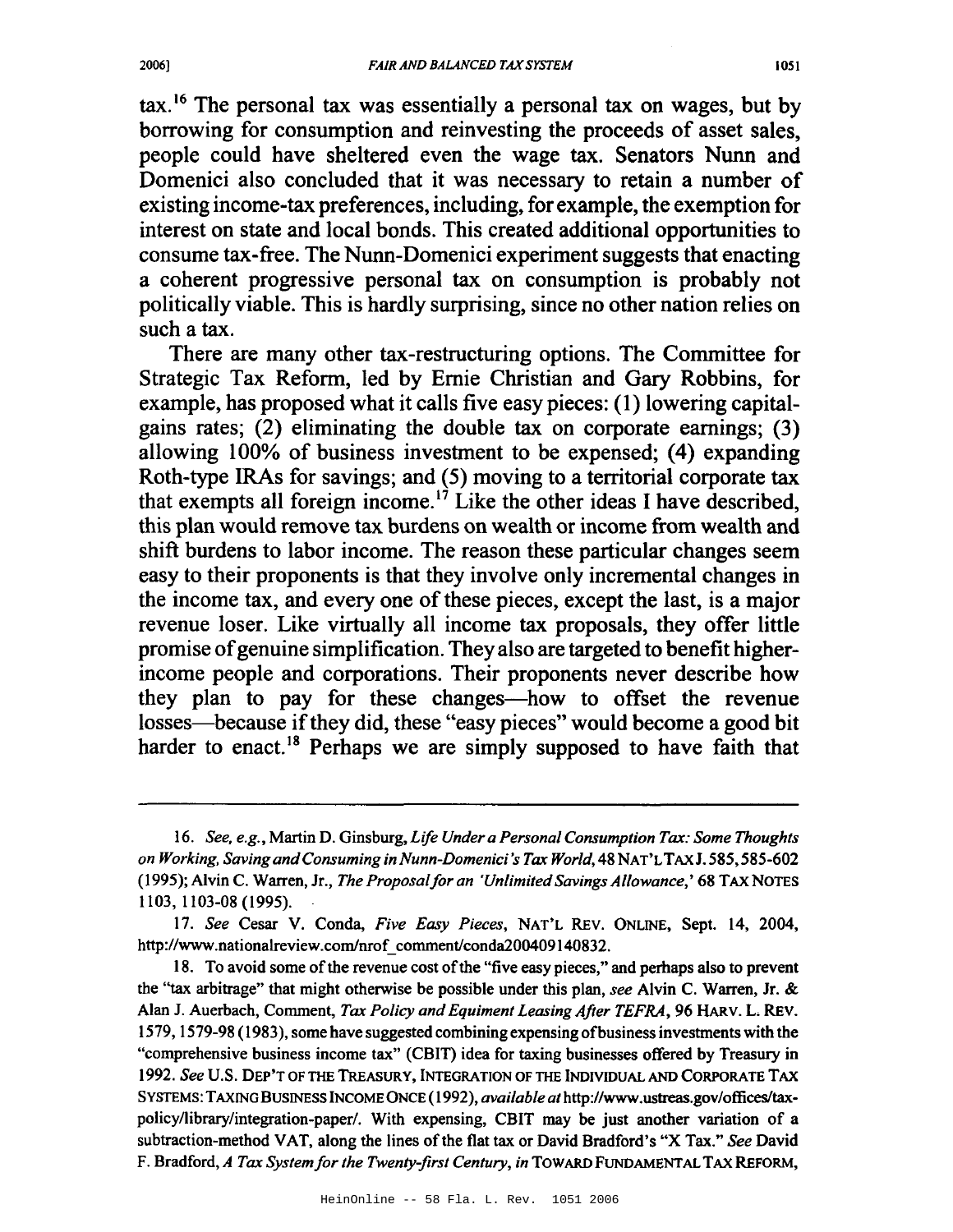tax.[16] The personal tax was essentially a personal tax on wages, but by borrowing for consumption and reinvesting the proceeds of asset sales, people could have sheltered even the wage tax. Senators Nunn and Domenici also concluded that it was necessary to retain a number of existing income-tax preferences, including, for example, the exemption for interest on state and local bonds. This created additional opportunities to consume tax-free. The Nunn-Domenici experiment suggests that enacting a coherent progressive personal tax on consumption is probably not politically viable. This is hardly surprising, since no other nation relies on such a tax.

There are many other tax-restructuring options. The Committee for Strategic Tax Reform, led by Ernie Christian and Gary Robbins, for example, has proposed what it calls five easy pieces: (1) lowering capital-gains rates; (2) eliminating the double tax on corporate earnings; (3) allowing 100% of business investment to be expensed; (4) expanding Roth-type IRAs for savings; and (5) moving to a territorial corporate tax that exempts all foreign income.[17] Like the other ideas I have described, this plan would remove tax burdens on wealth or income from wealth and shift burdens to labor income. The reason these particular changes seem easy to their proponents is that they involve only incremental changes in the income tax, and every one of these pieces, except the last, is a major revenue loser. Like virtually all income tax proposals, they offer little promise of genuine simplification. They also are targeted to benefit higher-income people and corporations. Their proponents never describe how they plan to pay for these changes—how to offset the revenue losses—because if they did, these "easy pieces" would become a good bit harder to enact.[18] Perhaps we are simply supposed to have faith that

---

16. *See, e.g.*, Martin D. Ginsburg, *Life Under a Personal Consumption Tax: Some Thoughts on Working, Saving and Consuming in Nunn-Domenici's Tax World*, 48 NAT'L TAX J. 585, 585-602 (1995); Alvin C. Warren, Jr., *The Proposal for an 'Unlimited Savings Allowance,'* 68 TAX NOTES 1103, 1103-08 (1995).

17. *See* Cesar V. Conda, *Five Easy Pieces*, NAT'L REV. ONLINE, Sept. 14, 2004, http://www.nationalreview.com/nrof_comment/conda200409140832.

18. To avoid some of the revenue cost of the "five easy pieces," and perhaps also to prevent the "tax arbitrage" that might otherwise be possible under this plan, *see* Alvin C. Warren, Jr. & Alan J. Auerbach, Comment, *Tax Policy and Equiment Leasing After TEFRA*, 96 HARV. L. REV. 1579, 1579-98 (1983), some have suggested combining expensing of business investments with the "comprehensive business income tax" (CBIT) idea for taxing businesses offered by Treasury in 1992. *See* U.S. DEP'T OF THE TREASURY, INTEGRATION OF THE INDIVIDUAL AND CORPORATE TAX SYSTEMS: TAXING BUSINESS INCOME ONCE (1992), *available at* http://www.ustreas.gov/offices/tax-policy/library/integration-paper/. With expensing, CBIT may be just another variation of a subtraction-method VAT, along the lines of the flat tax or David Bradford's "X Tax." *See* David F. Bradford, *A Tax System for the Twenty-first Century*, *in* TOWARD FUNDAMENTAL TAX REFORM,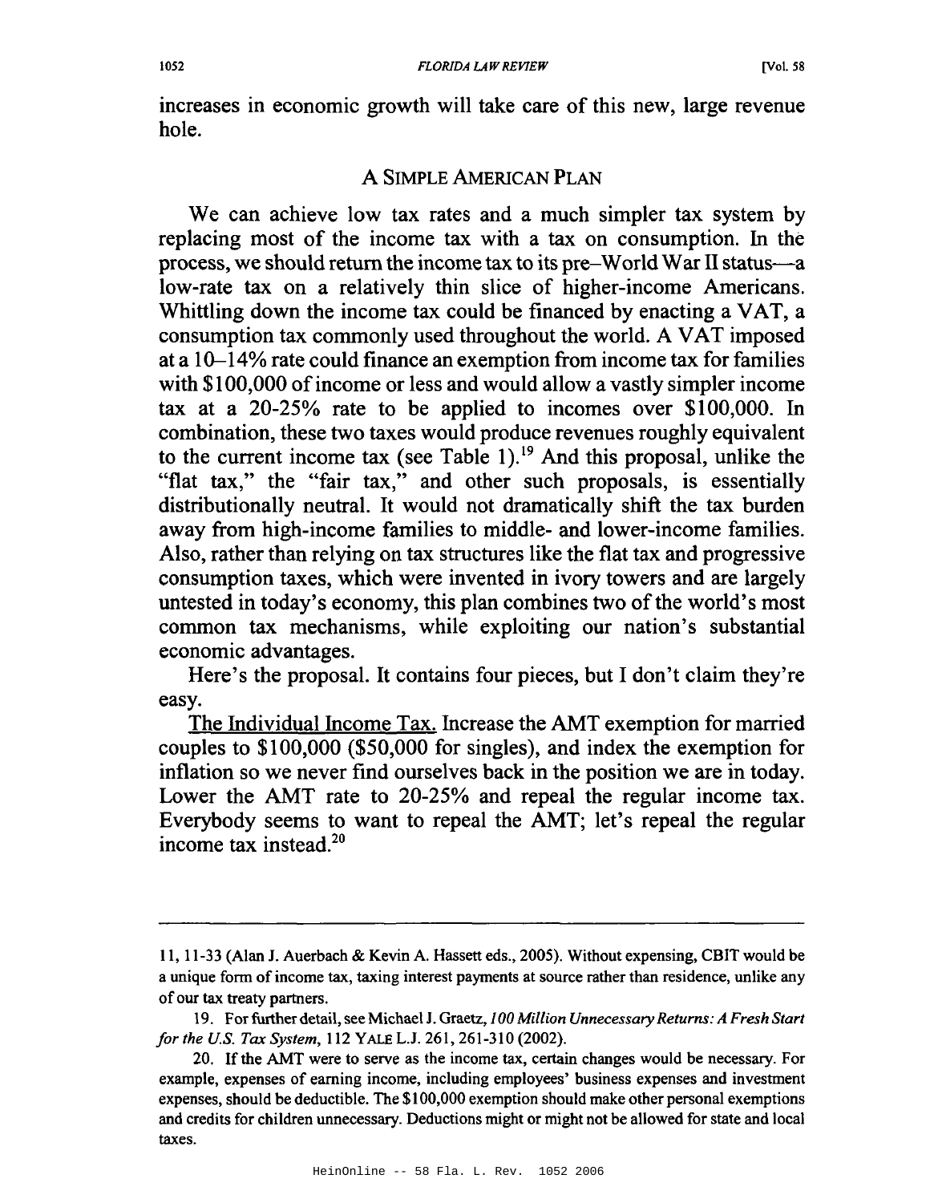increases in economic growth will take care of this new, large revenue hole.

## A SIMPLE AMERICAN PLAN

We can achieve low tax rates and a much simpler tax system by replacing most of the income tax with a tax on consumption. In the process, we should return the income tax to its pre–World War II status—a low-rate tax on a relatively thin slice of higher-income Americans. Whittling down the income tax could be financed by enacting a VAT, a consumption tax commonly used throughout the world. A VAT imposed at a 10–14% rate could finance an exemption from income tax for families with $100,000 of income or less and would allow a vastly simpler income tax at a 20-25% rate to be applied to incomes over $100,000. In combination, these two taxes would produce revenues roughly equivalent to the current income tax (see Table 1).[19] And this proposal, unlike the "flat tax," the "fair tax," and other such proposals, is essentially distributionally neutral. It would not dramatically shift the tax burden away from high-income families to middle- and lower-income families. Also, rather than relying on tax structures like the flat tax and progressive consumption taxes, which were invented in ivory towers and are largely untested in today's economy, this plan combines two of the world's most common tax mechanisms, while exploiting our nation's substantial economic advantages.

Here's the proposal. It contains four pieces, but I don't claim they're easy.

The Individual Income Tax. Increase the AMT exemption for married couples to $100,000 ($50,000 for singles), and index the exemption for inflation so we never find ourselves back in the position we are in today. Lower the AMT rate to 20-25% and repeal the regular income tax. Everybody seems to want to repeal the AMT; let's repeal the regular income tax instead.[20]

---

11, 11-33 (Alan J. Auerbach & Kevin A. Hassett eds., 2005). Without expensing, CBIT would be a unique form of income tax, taxing interest payments at source rather than residence, unlike any of our tax treaty partners.

19. For further detail, see Michael J. Graetz, *100 Million Unnecessary Returns: A Fresh Start for the U.S. Tax System*, 112 YALE L.J. 261, 261-310 (2002).

20. If the AMT were to serve as the income tax, certain changes would be necessary. For example, expenses of earning income, including employees' business expenses and investment expenses, should be deductible. The $100,000 exemption should make other personal exemptions and credits for children unnecessary. Deductions might or might not be allowed for state and local taxes.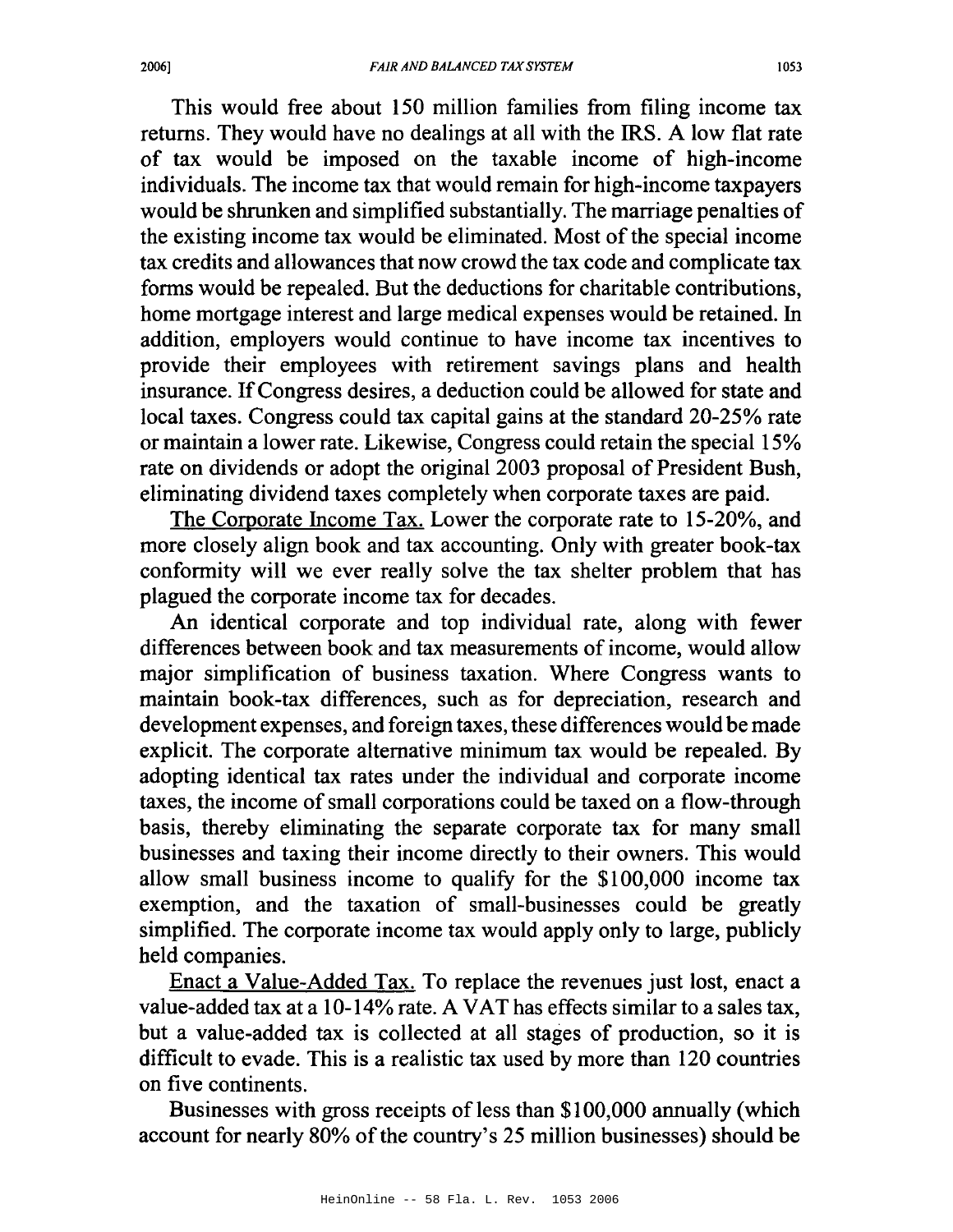This would free about 150 million families from filing income tax returns. They would have no dealings at all with the IRS. A low flat rate of tax would be imposed on the taxable income of high-income individuals. The income tax that would remain for high-income taxpayers would be shrunken and simplified substantially. The marriage penalties of the existing income tax would be eliminated. Most of the special income tax credits and allowances that now crowd the tax code and complicate tax forms would be repealed. But the deductions for charitable contributions, home mortgage interest and large medical expenses would be retained. In addition, employers would continue to have income tax incentives to provide their employees with retirement savings plans and health insurance. If Congress desires, a deduction could be allowed for state and local taxes. Congress could tax capital gains at the standard 20-25% rate or maintain a lower rate. Likewise, Congress could retain the special 15% rate on dividends or adopt the original 2003 proposal of President Bush, eliminating dividend taxes completely when corporate taxes are paid.

The Corporate Income Tax. Lower the corporate rate to 15-20%, and more closely align book and tax accounting. Only with greater book-tax conformity will we ever really solve the tax shelter problem that has plagued the corporate income tax for decades.

An identical corporate and top individual rate, along with fewer differences between book and tax measurements of income, would allow major simplification of business taxation. Where Congress wants to maintain book-tax differences, such as for depreciation, research and development expenses, and foreign taxes, these differences would be made explicit. The corporate alternative minimum tax would be repealed. By adopting identical tax rates under the individual and corporate income taxes, the income of small corporations could be taxed on a flow-through basis, thereby eliminating the separate corporate tax for many small businesses and taxing their income directly to their owners. This would allow small business income to qualify for the $100,000 income tax exemption, and the taxation of small-businesses could be greatly simplified. The corporate income tax would apply only to large, publicly held companies.

Enact a Value-Added Tax. To replace the revenues just lost, enact a value-added tax at a 10-14% rate. A VAT has effects similar to a sales tax, but a value-added tax is collected at all stages of production, so it is difficult to evade. This is a realistic tax used by more than 120 countries on five continents.

Businesses with gross receipts of less than $100,000 annually (which account for nearly 80% of the country's 25 million businesses) should be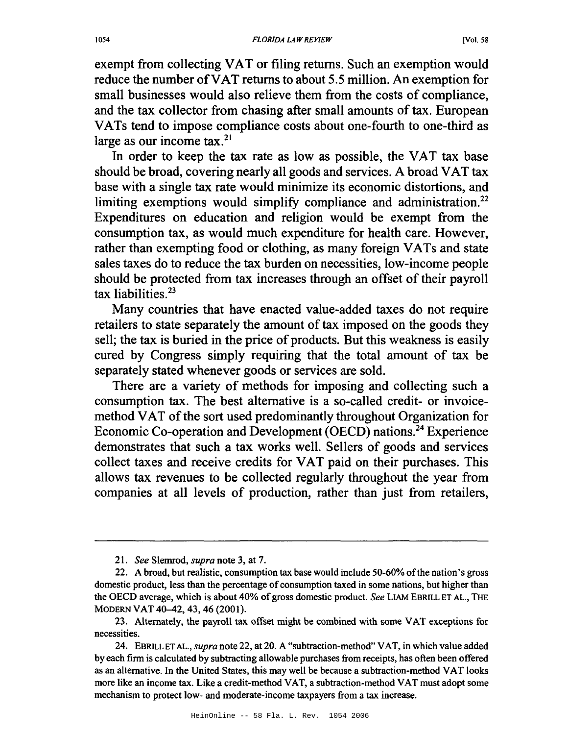exempt from collecting VAT or filing returns. Such an exemption would reduce the number of VAT returns to about 5.5 million. An exemption for small businesses would also relieve them from the costs of compliance, and the tax collector from chasing after small amounts of tax. European VATs tend to impose compliance costs about one-fourth to one-third as large as our income tax.[21]

In order to keep the tax rate as low as possible, the VAT tax base should be broad, covering nearly all goods and services. A broad VAT tax base with a single tax rate would minimize its economic distortions, and limiting exemptions would simplify compliance and administration.[22] Expenditures on education and religion would be exempt from the consumption tax, as would much expenditure for health care. However, rather than exempting food or clothing, as many foreign VATs and state sales taxes do to reduce the tax burden on necessities, low-income people should be protected from tax increases through an offset of their payroll tax liabilities.[23]

Many countries that have enacted value-added taxes do not require retailers to state separately the amount of tax imposed on the goods they sell; the tax is buried in the price of products. But this weakness is easily cured by Congress simply requiring that the total amount of tax be separately stated whenever goods or services are sold.

There are a variety of methods for imposing and collecting such a consumption tax. The best alternative is a so-called credit- or invoice-method VAT of the sort used predominantly throughout Organization for Economic Co-operation and Development (OECD) nations.[24] Experience demonstrates that such a tax works well. Sellers of goods and services collect taxes and receive credits for VAT paid on their purchases. This allows tax revenues to be collected regularly throughout the year from companies at all levels of production, rather than just from retailers,

---

21. *See* Slemrod, *supra* note 3, at 7.

22. A broad, but realistic, consumption tax base would include 50-60% of the nation's gross domestic product, less than the percentage of consumption taxed in some nations, but higher than the OECD average, which is about 40% of gross domestic product. *See* LIAM EBRILL ET AL., THE MODERN VAT 40–42, 43, 46 (2001).

23. Alternately, the payroll tax offset might be combined with some VAT exceptions for necessities.

24. EBRILL ET AL., *supra* note 22, at 20. A "subtraction-method" VAT, in which value added by each firm is calculated by subtracting allowable purchases from receipts, has often been offered as an alternative. In the United States, this may well be because a subtraction-method VAT looks more like an income tax. Like a credit-method VAT, a subtraction-method VAT must adopt some mechanism to protect low- and moderate-income taxpayers from a tax increase.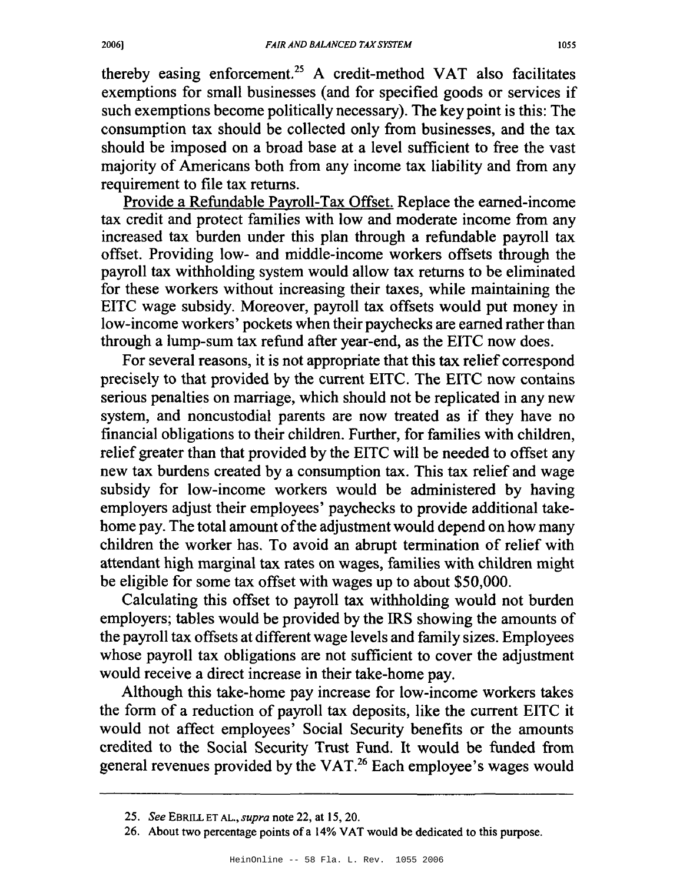thereby easing enforcement.[25] A credit-method VAT also facilitates exemptions for small businesses (and for specified goods or services if such exemptions become politically necessary). The key point is this: The consumption tax should be collected only from businesses, and the tax should be imposed on a broad base at a level sufficient to free the vast majority of Americans both from any income tax liability and from any requirement to file tax returns.

<u>Provide a Refundable Payroll-Tax Offset.</u> Replace the earned-income tax credit and protect families with low and moderate income from any increased tax burden under this plan through a refundable payroll tax offset. Providing low- and middle-income workers offsets through the payroll tax withholding system would allow tax returns to be eliminated for these workers without increasing their taxes, while maintaining the EITC wage subsidy. Moreover, payroll tax offsets would put money in low-income workers' pockets when their paychecks are earned rather than through a lump-sum tax refund after year-end, as the EITC now does.

For several reasons, it is not appropriate that this tax relief correspond precisely to that provided by the current EITC. The EITC now contains serious penalties on marriage, which should not be replicated in any new system, and noncustodial parents are now treated as if they have no financial obligations to their children. Further, for families with children, relief greater than that provided by the EITC will be needed to offset any new tax burdens created by a consumption tax. This tax relief and wage subsidy for low-income workers would be administered by having employers adjust their employees' paychecks to provide additional take-home pay. The total amount of the adjustment would depend on how many children the worker has. To avoid an abrupt termination of relief with attendant high marginal tax rates on wages, families with children might be eligible for some tax offset with wages up to about $50,000.

Calculating this offset to payroll tax withholding would not burden employers; tables would be provided by the IRS showing the amounts of the payroll tax offsets at different wage levels and family sizes. Employees whose payroll tax obligations are not sufficient to cover the adjustment would receive a direct increase in their take-home pay.

Although this take-home pay increase for low-income workers takes the form of a reduction of payroll tax deposits, like the current EITC it would not affect employees' Social Security benefits or the amounts credited to the Social Security Trust Fund. It would be funded from general revenues provided by the VAT.[26] Each employee's wages would

---

25. *See* EBRILL ET AL., *supra* note 22, at 15, 20.

26. About two percentage points of a 14% VAT would be dedicated to this purpose.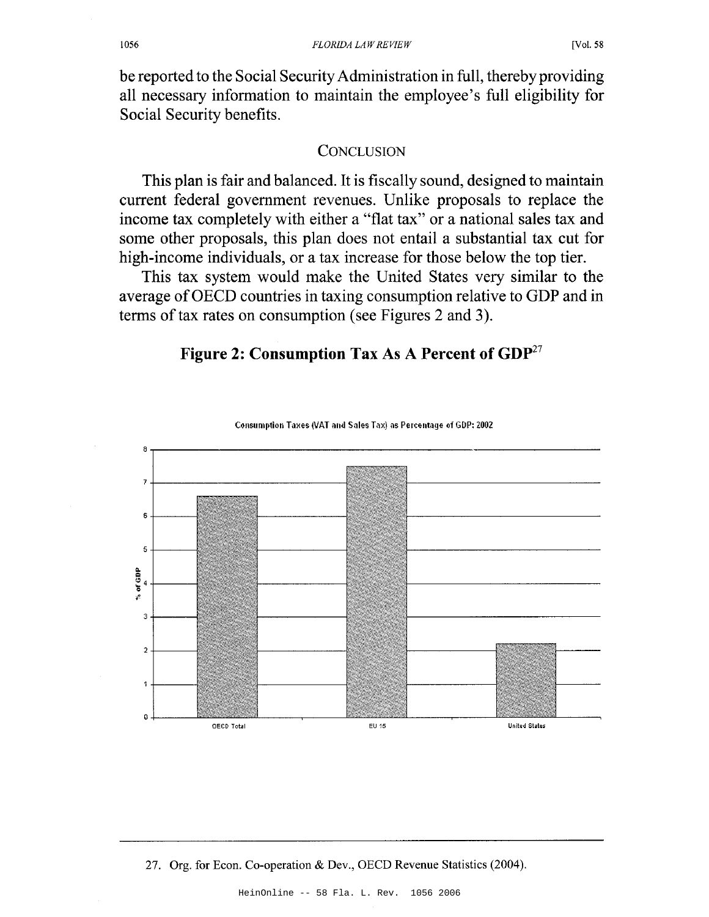be reported to the Social Security Administration in full, thereby providing all necessary information to maintain the employee's full eligibility for Social Security benefits.

## CONCLUSION

This plan is fair and balanced. It is fiscally sound, designed to maintain current federal government revenues. Unlike proposals to replace the income tax completely with either a "flat tax" or a national sales tax and some other proposals, this plan does not entail a substantial tax cut for high-income individuals, or a tax increase for those below the top tier.

This tax system would make the United States very similar to the average of OECD countries in taxing consumption relative to GDP and in terms of tax rates on consumption (see Figures 2 and 3).

### Figure 2: Consumption Tax As A Percent of GDP[27]

Consumption Taxes (VAT and Sales Tax) as Percentage of GDP: 2002

---

27. Org. for Econ. Co-operation & Dev., OECD Revenue Statistics (2004).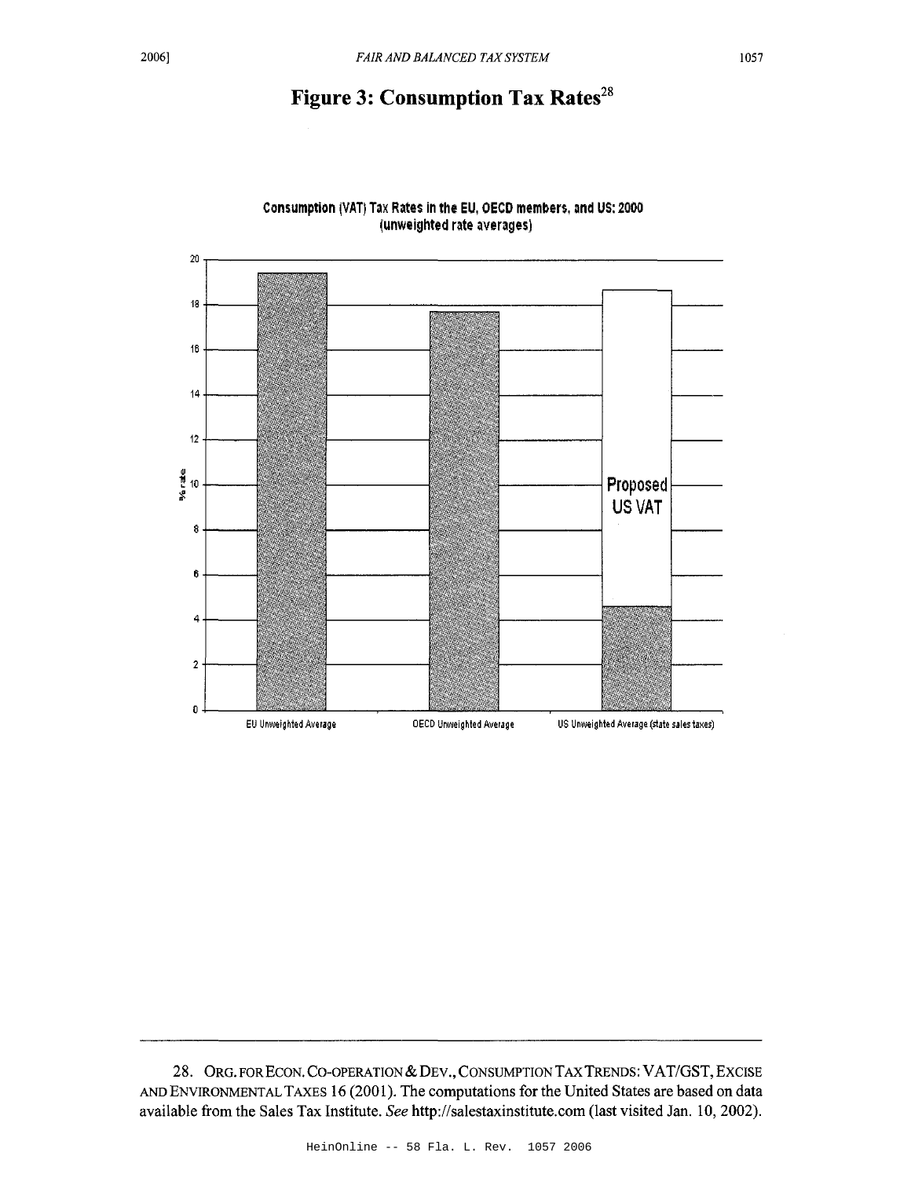## Figure 3: Consumption Tax Rates[28]

Consumption (VAT) Tax Rates in the EU, OECD members, and US: 2000 (unweighted rate averages)

% rate

| Category | % rate |
|---|---|
| EU Unweighted Average | ~19.4 |
| OECD Unweighted Average | ~17.7 |
| US Unweighted Average (state sales taxes) | ~4.6 (with Proposed US VAT to ~18.7) |

Proposed US VAT

---

28. ORG. FOR ECON. CO-OPERATION & DEV., CONSUMPTION TAX TRENDS: VAT/GST, EXCISE AND ENVIRONMENTAL TAXES 16 (2001). The computations for the United States are based on data available from the Sales Tax Institute. *See* http://salestaxinstitute.com (last visited Jan. 10, 2002).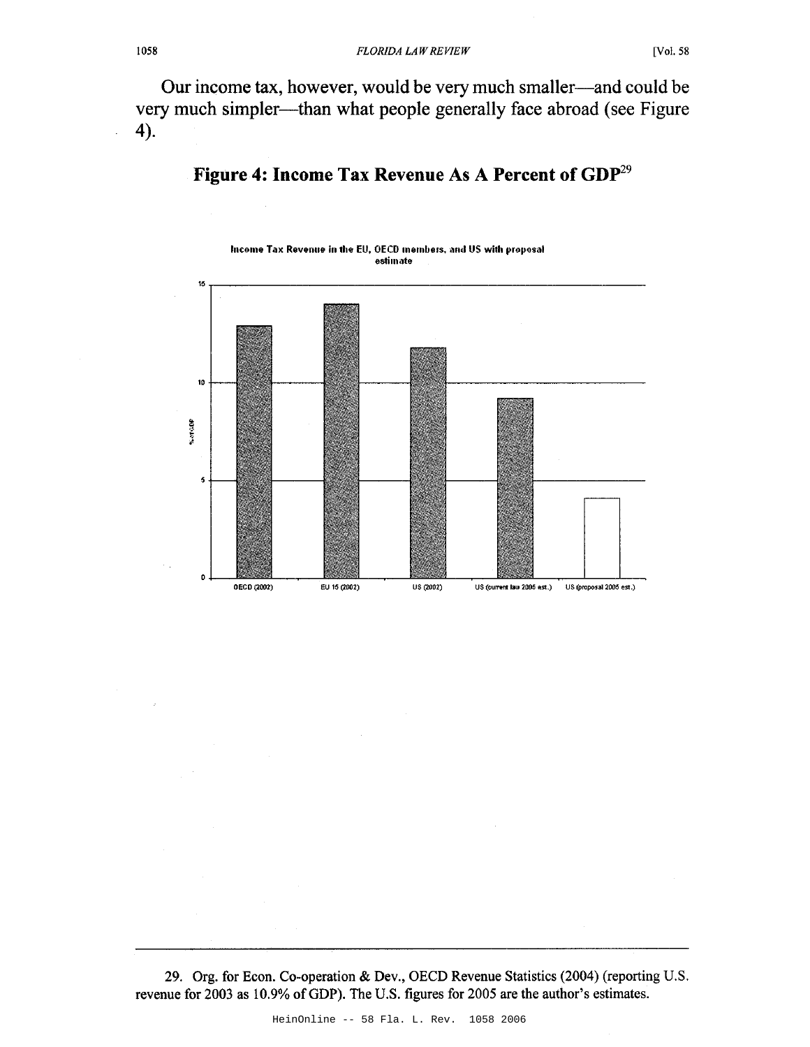Our income tax, however, would be very much smaller—and could be very much simpler—than what people generally face abroad (see Figure 4).

## Figure 4: Income Tax Revenue As A Percent of GDP[29]

Income Tax Revenue in the EU, OECD members, and US with proposal estimate

% of GDP

OECD (2002) | EU 15 (2002) | US (2002) | US (current law 2005 est.) | US (proposal 2005 est.)

29. Org. for Econ. Co-operation & Dev., OECD Revenue Statistics (2004) (reporting U.S. revenue for 2003 as 10.9% of GDP). The U.S. figures for 2005 are the author's estimates.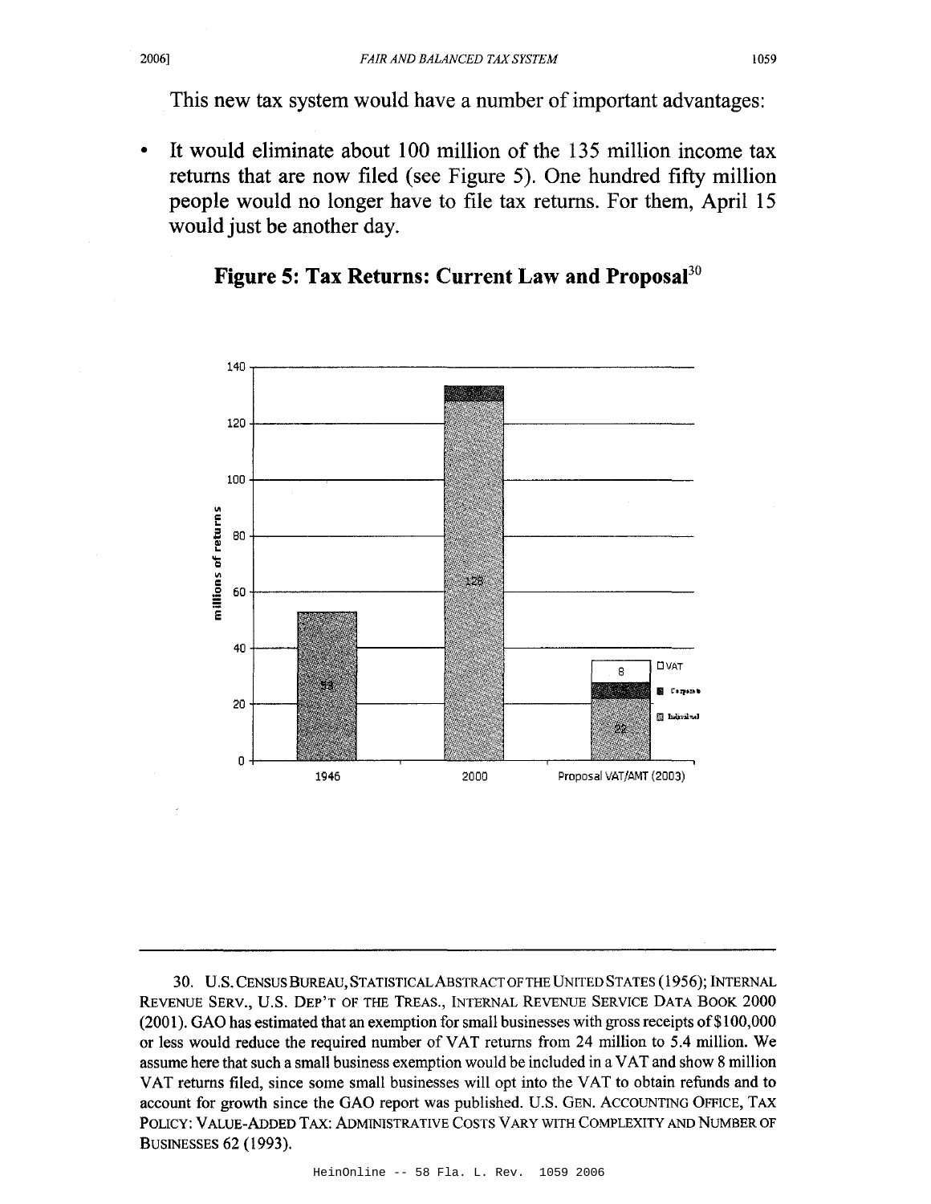This new tax system would have a number of important advantages:

- It would eliminate about 100 million of the 135 million income tax returns that are now filed (see Figure 5). One hundred fifty million people would no longer have to file tax returns. For them, April 15 would just be another day.

**Figure 5: Tax Returns: Current Law and Proposal**[30]

| | 1946 | 2000 | Proposal VAT/AMT (2003) |
|---|---|---|---|
| Individual | 53 | 128 | 22 |
| Corporate | | | |
| VAT | | | 8 |

---

30. U.S. CENSUS BUREAU, STATISTICAL ABSTRACT OF THE UNITED STATES (1956); INTERNAL REVENUE SERV., U.S. DEP'T OF THE TREAS., INTERNAL REVENUE SERVICE DATA BOOK 2000 (2001). GAO has estimated that an exemption for small businesses with gross receipts of $100,000 or less would reduce the required number of VAT returns from 24 million to 5.4 million. We assume here that such a small business exemption would be included in a VAT and show 8 million VAT returns filed, since some small businesses will opt into the VAT to obtain refunds and to account for growth since the GAO report was published. U.S. GEN. ACCOUNTING OFFICE, TAX POLICY: VALUE-ADDED TAX: ADMINISTRATIVE COSTS VARY WITH COMPLEXITY AND NUMBER OF BUSINESSES 62 (1993).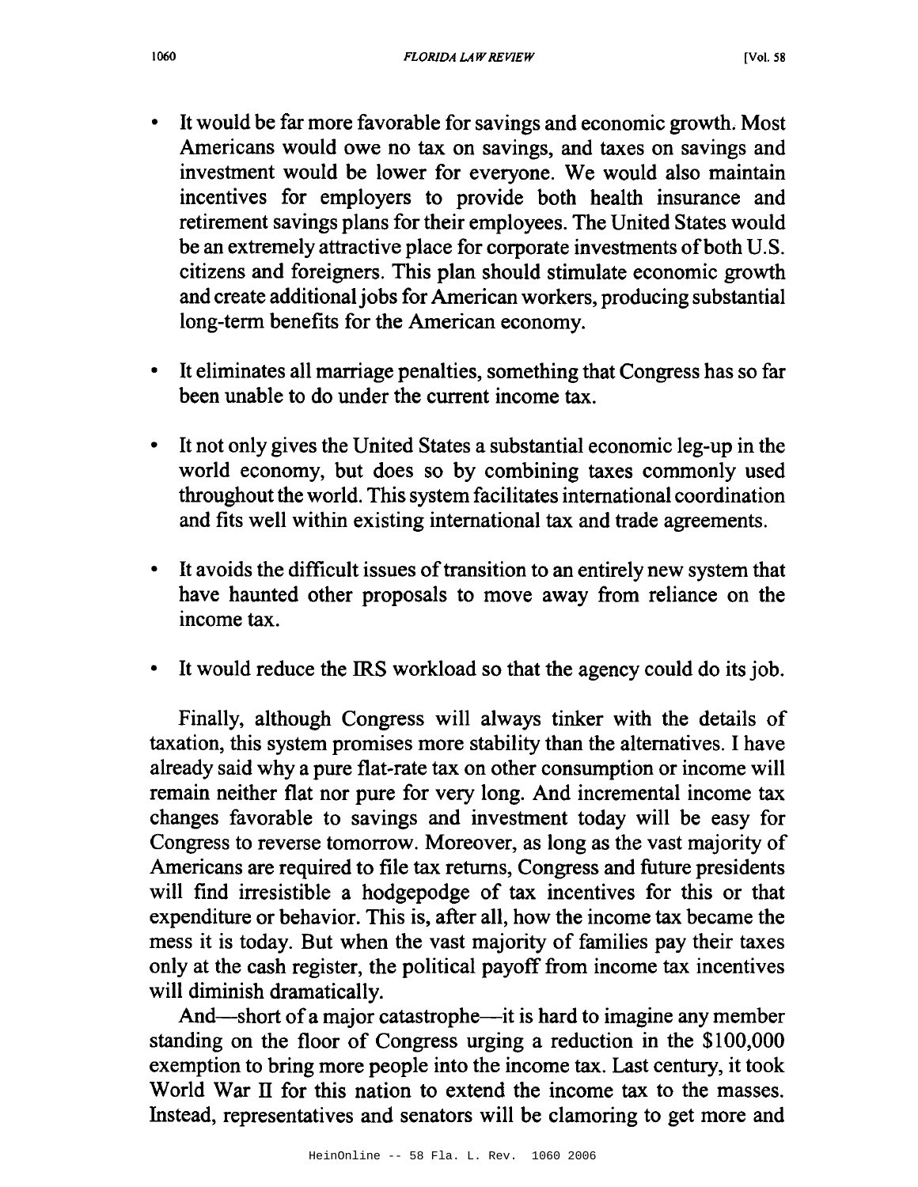- It would be far more favorable for savings and economic growth. Most Americans would owe no tax on savings, and taxes on savings and investment would be lower for everyone. We would also maintain incentives for employers to provide both health insurance and retirement savings plans for their employees. The United States would be an extremely attractive place for corporate investments of both U.S. citizens and foreigners. This plan should stimulate economic growth and create additional jobs for American workers, producing substantial long-term benefits for the American economy.

- It eliminates all marriage penalties, something that Congress has so far been unable to do under the current income tax.

- It not only gives the United States a substantial economic leg-up in the world economy, but does so by combining taxes commonly used throughout the world. This system facilitates international coordination and fits well within existing international tax and trade agreements.

- It avoids the difficult issues of transition to an entirely new system that have haunted other proposals to move away from reliance on the income tax.

- It would reduce the IRS workload so that the agency could do its job.

Finally, although Congress will always tinker with the details of taxation, this system promises more stability than the alternatives. I have already said why a pure flat-rate tax on other consumption or income will remain neither flat nor pure for very long. And incremental income tax changes favorable to savings and investment today will be easy for Congress to reverse tomorrow. Moreover, as long as the vast majority of Americans are required to file tax returns, Congress and future presidents will find irresistible a hodgepodge of tax incentives for this or that expenditure or behavior. This is, after all, how the income tax became the mess it is today. But when the vast majority of families pay their taxes only at the cash register, the political payoff from income tax incentives will diminish dramatically.

And—short of a major catastrophe—it is hard to imagine any member standing on the floor of Congress urging a reduction in the $100,000 exemption to bring more people into the income tax. Last century, it took World War II for this nation to extend the income tax to the masses. Instead, representatives and senators will be clamoring to get more and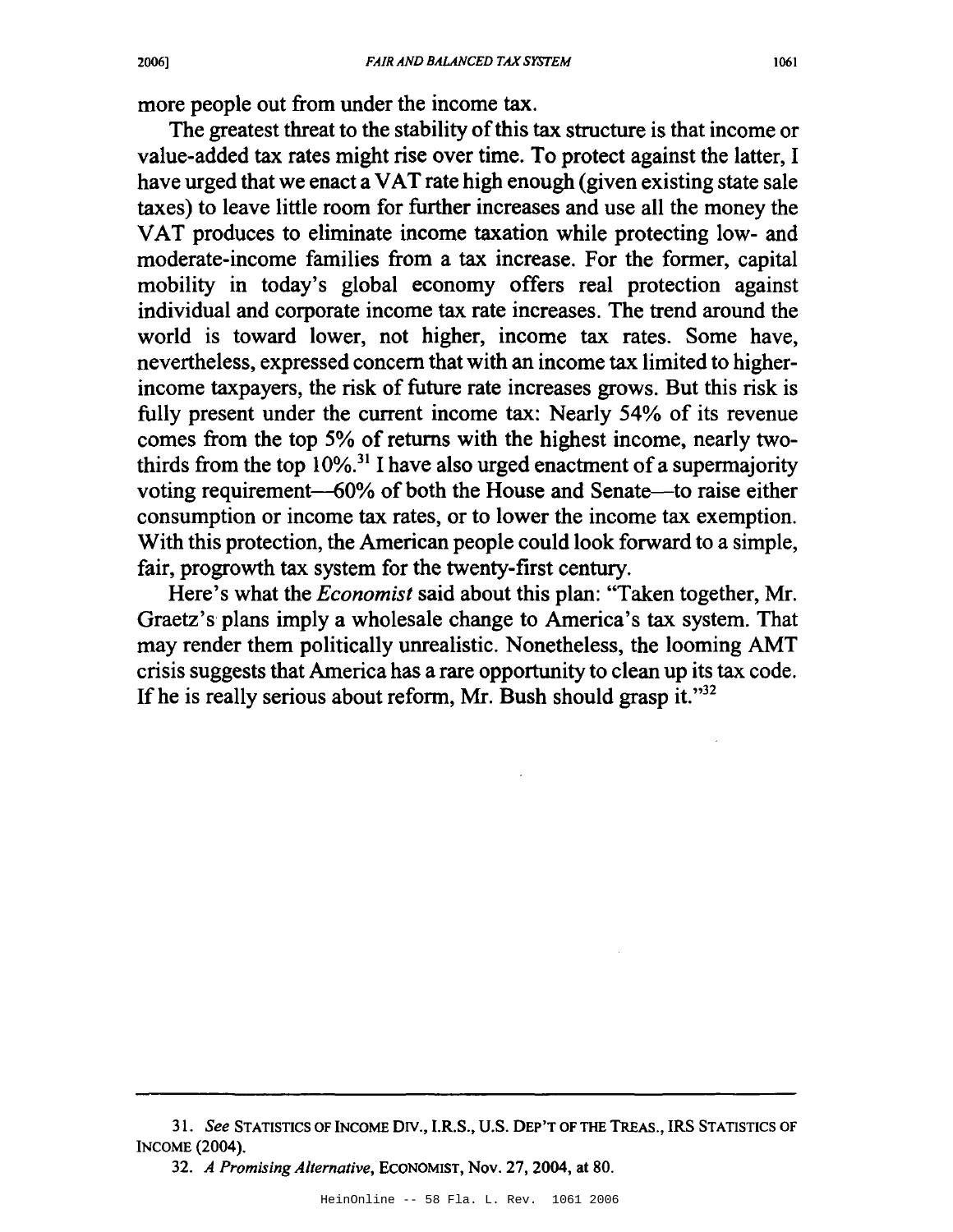more people out from under the income tax.

The greatest threat to the stability of this tax structure is that income or value-added tax rates might rise over time. To protect against the latter, I have urged that we enact a VAT rate high enough (given existing state sale taxes) to leave little room for further increases and use all the money the VAT produces to eliminate income taxation while protecting low- and moderate-income families from a tax increase. For the former, capital mobility in today's global economy offers real protection against individual and corporate income tax rate increases. The trend around the world is toward lower, not higher, income tax rates. Some have, nevertheless, expressed concern that with an income tax limited to higher-income taxpayers, the risk of future rate increases grows. But this risk is fully present under the current income tax: Nearly 54% of its revenue comes from the top 5% of returns with the highest income, nearly two-thirds from the top 10%.[31] I have also urged enactment of a supermajority voting requirement—60% of both the House and Senate—to raise either consumption or income tax rates, or to lower the income tax exemption. With this protection, the American people could look forward to a simple, fair, progrowth tax system for the twenty-first century.

Here's what the *Economist* said about this plan: "Taken together, Mr. Graetz's plans imply a wholesale change to America's tax system. That may render them politically unrealistic. Nonetheless, the looming AMT crisis suggests that America has a rare opportunity to clean up its tax code. If he is really serious about reform, Mr. Bush should grasp it."[32]

---

31. *See* STATISTICS OF INCOME DIV., I.R.S., U.S. DEP'T OF THE TREAS., IRS STATISTICS OF INCOME (2004).

32. *A Promising Alternative*, ECONOMIST, Nov. 27, 2004, at 80.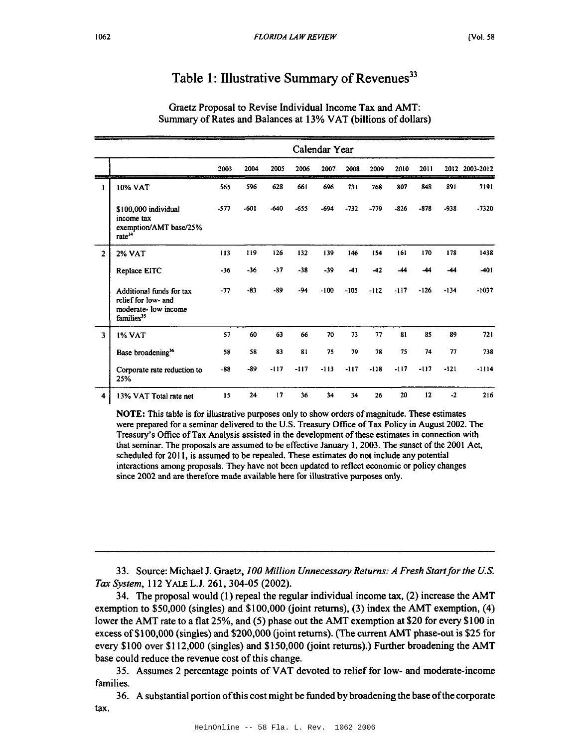## Table 1: Illustrative Summary of Revenues[33]

Graetz Proposal to Revise Individual Income Tax and AMT:
Summary of Rates and Balances at 13% VAT (billions of dollars)

| | | Calendar Year | | | | | | | | | | |
|---|---|---|---|---|---|---|---|---|---|---|---|---|
| | | 2003 | 2004 | 2005 | 2006 | 2007 | 2008 | 2009 | 2010 | 2011 | 2012 | 2003-2012 |
| 1 | 10% VAT | 565 | 596 | 628 | 661 | 696 | 731 | 768 | 807 | 848 | 891 | 7191 |
| | $100,000 individual income tax exemption/AMT base/25% rate[34] | -577 | -601 | -640 | -655 | -694 | -732 | -779 | -826 | -878 | -938 | -7320 |
| 2 | 2% VAT | 113 | 119 | 126 | 132 | 139 | 146 | 154 | 161 | 170 | 178 | 1438 |
| | Replace EITC | -36 | -36 | -37 | -38 | -39 | -41 | -42 | -44 | -44 | -44 | -401 |
| | Additional funds for tax relief for low- and moderate- low income families[35] | -77 | -83 | -89 | -94 | -100 | -105 | -112 | -117 | -126 | -134 | -1037 |
| 3 | 1% VAT | 57 | 60 | 63 | 66 | 70 | 73 | 77 | 81 | 85 | 89 | 721 |
| | Base broadening[36] | 58 | 58 | 83 | 81 | 75 | 79 | 78 | 75 | 74 | 77 | 738 |
| | Corporate rate reduction to 25% | -88 | -89 | -117 | -117 | -113 | -117 | -118 | -117 | -117 | -121 | -1114 |
| 4 | 13% VAT Total rate net | 15 | 24 | 17 | 36 | 34 | 34 | 26 | 20 | 12 | -2 | 216 |

**NOTE:** This table is for illustrative purposes only to show orders of magnitude. These estimates were prepared for a seminar delivered to the U.S. Treasury Office of Tax Policy in August 2002. The Treasury's Office of Tax Analysis assisted in the development of these estimates in connection with that seminar. The proposals are assumed to be effective January 1, 2003. The sunset of the 2001 Act, scheduled for 2011, is assumed to be repealed. These estimates do not include any potential interactions among proposals. They have not been updated to reflect economic or policy changes since 2002 and are therefore made available here for illustrative purposes only.

---

33. Source: Michael J. Graetz, *100 Million Unnecessary Returns: A Fresh Start for the U.S. Tax System*, 112 YALE L.J. 261, 304-05 (2002).

34. The proposal would (1) repeal the regular individual income tax, (2) increase the AMT exemption to $50,000 (singles) and $100,000 (joint returns), (3) index the AMT exemption, (4) lower the AMT rate to a flat 25%, and (5) phase out the AMT exemption at $20 for every $100 in excess of $100,000 (singles) and $200,000 (joint returns). (The current AMT phase-out is $25 for every $100 over $112,000 (singles) and $150,000 (joint returns).) Further broadening the AMT base could reduce the revenue cost of this change.

35. Assumes 2 percentage points of VAT devoted to relief for low- and moderate-income families.

36. A substantial portion of this cost might be funded by broadening the base of the corporate tax.